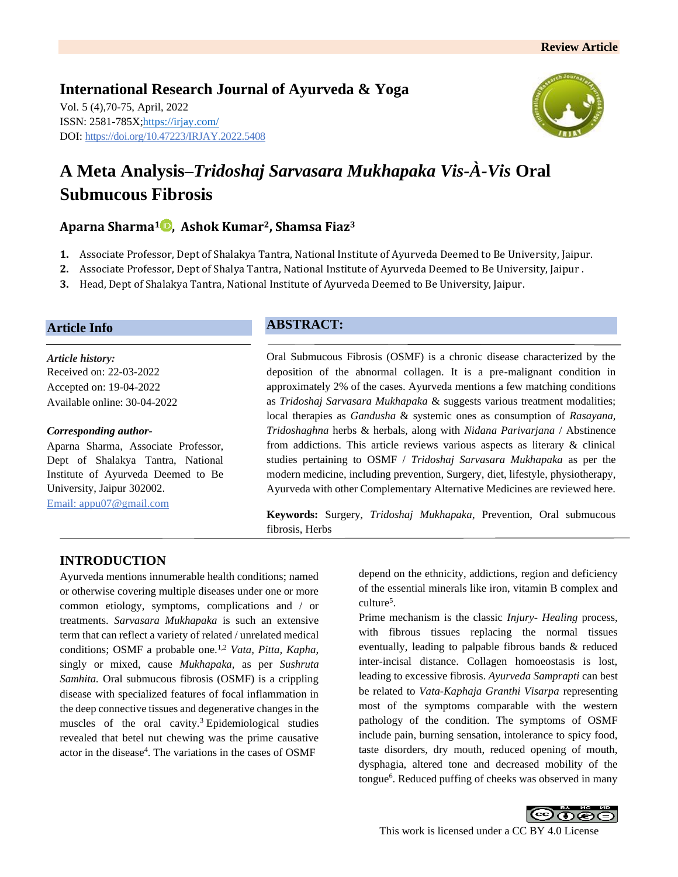Review Article

**International Research Journal of Ayurveda & Yoga**

Vol. 5 (4),70-75, April, 2022
ISSN: 2581-785X; https://irjay.com/
DOI: https://doi.org/10.47223/IRJAY.2022.5408

# A Meta Analysis–*Tridoshaj Sarvasara Mukhapaka Vis-À-Vis* Oral Submucous Fibrosis

**Aparna Sharma[1], Ashok Kumar[2], Shamsa Fiaz[3]**

1. Associate Professor, Dept of Shalakya Tantra, National Institute of Ayurveda Deemed to Be University, Jaipur.
2. Associate Professor, Dept of Shalya Tantra, National Institute of Ayurveda Deemed to Be University, Jaipur .
3. Head, Dept of Shalakya Tantra, National Institute of Ayurveda Deemed to Be University, Jaipur.

## Article Info

*Article history:*
Received on: 22-03-2022
Accepted on: 19-04-2022
Available online: 30-04-2022

*Corresponding author-*
Aparna Sharma, Associate Professor, Dept of Shalakya Tantra, National Institute of Ayurveda Deemed to Be University, Jaipur 302002.
Email: appu07@gmail.com

## ABSTRACT:

Oral Submucous Fibrosis (OSMF) is a chronic disease characterized by the deposition of the abnormal collagen. It is a pre-malignant condition in approximately 2% of the cases. Ayurveda mentions a few matching conditions as *Tridoshaj Sarvasara Mukhapaka* & suggests various treatment modalities; local therapies as *Gandusha* & systemic ones as consumption of *Rasayana*, *Tridoshaghna* herbs & herbals, along with *Nidana Parivarjana* / Abstinence from addictions. This article reviews various aspects as literary & clinical studies pertaining to OSMF / *Tridoshaj Sarvasara Mukhapaka* as per the modern medicine, including prevention, Surgery, diet, lifestyle, physiotherapy, Ayurveda with other Complementary Alternative Medicines are reviewed here.

**Keywords:** Surgery, *Tridoshaj Mukhapaka*, Prevention, Oral submucous fibrosis, Herbs

## INTRODUCTION

Ayurveda mentions innumerable health conditions; named or otherwise covering multiple diseases under one or more common etiology, symptoms, complications and / or treatments. *Sarvasara Mukhapaka* is such an extensive term that can reflect a variety of related / unrelated medical conditions; OSMF a probable one.[1,2] *Vata, Pitta, Kapha,* singly or mixed, cause *Mukhapaka*, as per *Sushruta Samhita.* Oral submucous fibrosis (OSMF) is a crippling disease with specialized features of focal inflammation in the deep connective tissues and degenerative changes in the muscles of the oral cavity.[3] Epidemiological studies revealed that betel nut chewing was the prime causative actor in the disease[4]. The variations in the cases of OSMF depend on the ethnicity, addictions, region and deficiency of the essential minerals like iron, vitamin B complex and culture[5].

Prime mechanism is the classic *Injury- Healing* process, with fibrous tissues replacing the normal tissues eventually, leading to palpable fibrous bands & reduced inter-incisal distance. Collagen homoeostasis is lost, leading to excessive fibrosis. *Ayurveda Samprapti* can best be related to *Vata-Kaphaja Granthi Visarpa* representing most of the symptoms comparable with the western pathology of the condition. The symptoms of OSMF include pain, burning sensation, intolerance to spicy food, taste disorders, dry mouth, reduced opening of mouth, dysphagia, altered tone and decreased mobility of the tongue[6]. Reduced puffing of cheeks was observed in many

This work is licensed under a CC BY 4.0 License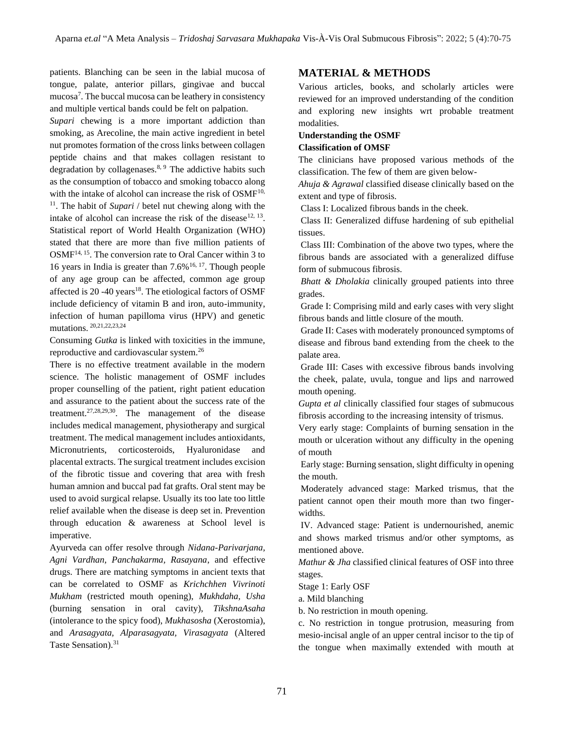patients. Blanching can be seen in the labial mucosa of tongue, palate, anterior pillars, gingivae and buccal mucosa[7]. The buccal mucosa can be leathery in consistency and multiple vertical bands could be felt on palpation.

*Supari* chewing is a more important addiction than smoking, as Arecoline, the main active ingredient in betel nut promotes formation of the cross links between collagen peptide chains and that makes collagen resistant to degradation by collagenases.[8, 9] The addictive habits such as the consumption of tobacco and smoking tobacco along with the intake of alcohol can increase the risk of OSMF[10, 11]. The habit of *Supari* / betel nut chewing along with the intake of alcohol can increase the risk of the disease[12, 13]. Statistical report of World Health Organization (WHO) stated that there are more than five million patients of OSMF[14, 15]. The conversion rate to Oral Cancer within 3 to 16 years in India is greater than 7.6%[16, 17]. Though people of any age group can be affected, common age group affected is 20 -40 years[18]. The etiological factors of OSMF include deficiency of vitamin B and iron, auto-immunity, infection of human papilloma virus (HPV) and genetic mutations.[20,21,22,23,24]

Consuming *Gutka* is linked with toxicities in the immune, reproductive and cardiovascular system.[26]

There is no effective treatment available in the modern science. The holistic management of OSMF includes proper counselling of the patient, right patient education and assurance to the patient about the success rate of the treatment.[27,28,29,30]. The management of the disease includes medical management, physiotherapy and surgical treatment. The medical management includes antioxidants, Micronutrients, corticosteroids, Hyaluronidase and placental extracts. The surgical treatment includes excision of the fibrotic tissue and covering that area with fresh human amnion and buccal pad fat grafts. Oral stent may be used to avoid surgical relapse. Usually its too late too little relief available when the disease is deep set in. Prevention through education & awareness at School level is imperative.

Ayurveda can offer resolve through *Nidana-Parivarjana, Agni Vardhan, Panchakarma, Rasayana*, and effective drugs. There are matching symptoms in ancient texts that can be correlated to OSMF as *Krichchhen Vivrinoti Mukham* (restricted mouth opening), *Mukhdaha, Usha* (burning sensation in oral cavity), *TikshnaAsaha* (intolerance to the spicy food), *Mukhasosha* (Xerostomia), and *Arasagyata, Alparasagyata, Virasagyata* (Altered Taste Sensation).[31]

## MATERIAL & METHODS

Various articles, books, and scholarly articles were reviewed for an improved understanding of the condition and exploring new insights wrt probable treatment modalities.

**Understanding the OSMF**

**Classification of OMSF**

The clinicians have proposed various methods of the classification. The few of them are given below-

*Ahuja & Agrawal* classified disease clinically based on the extent and type of fibrosis.

Class I: Localized fibrous bands in the cheek.

Class II: Generalized diffuse hardening of sub epithelial tissues.

Class III: Combination of the above two types, where the fibrous bands are associated with a generalized diffuse form of submucous fibrosis.

*Bhatt & Dholakia* clinically grouped patients into three grades.

Grade I: Comprising mild and early cases with very slight fibrous bands and little closure of the mouth.

Grade II: Cases with moderately pronounced symptoms of disease and fibrous band extending from the cheek to the palate area.

Grade III: Cases with excessive fibrous bands involving the cheek, palate, uvula, tongue and lips and narrowed mouth opening.

*Gupta et al* clinically classified four stages of submucous fibrosis according to the increasing intensity of trismus.

Very early stage: Complaints of burning sensation in the mouth or ulceration without any difficulty in the opening of mouth

Early stage: Burning sensation, slight difficulty in opening the mouth.

Moderately advanced stage: Marked trismus, that the patient cannot open their mouth more than two finger-widths.

IV. Advanced stage: Patient is undernourished, anemic and shows marked trismus and/or other symptoms, as mentioned above.

*Mathur & Jha* classified clinical features of OSF into three stages.

Stage 1: Early OSF

a. Mild blanching

b. No restriction in mouth opening.

c. No restriction in tongue protrusion, measuring from mesio-incisal angle of an upper central incisor to the tip of the tongue when maximally extended with mouth at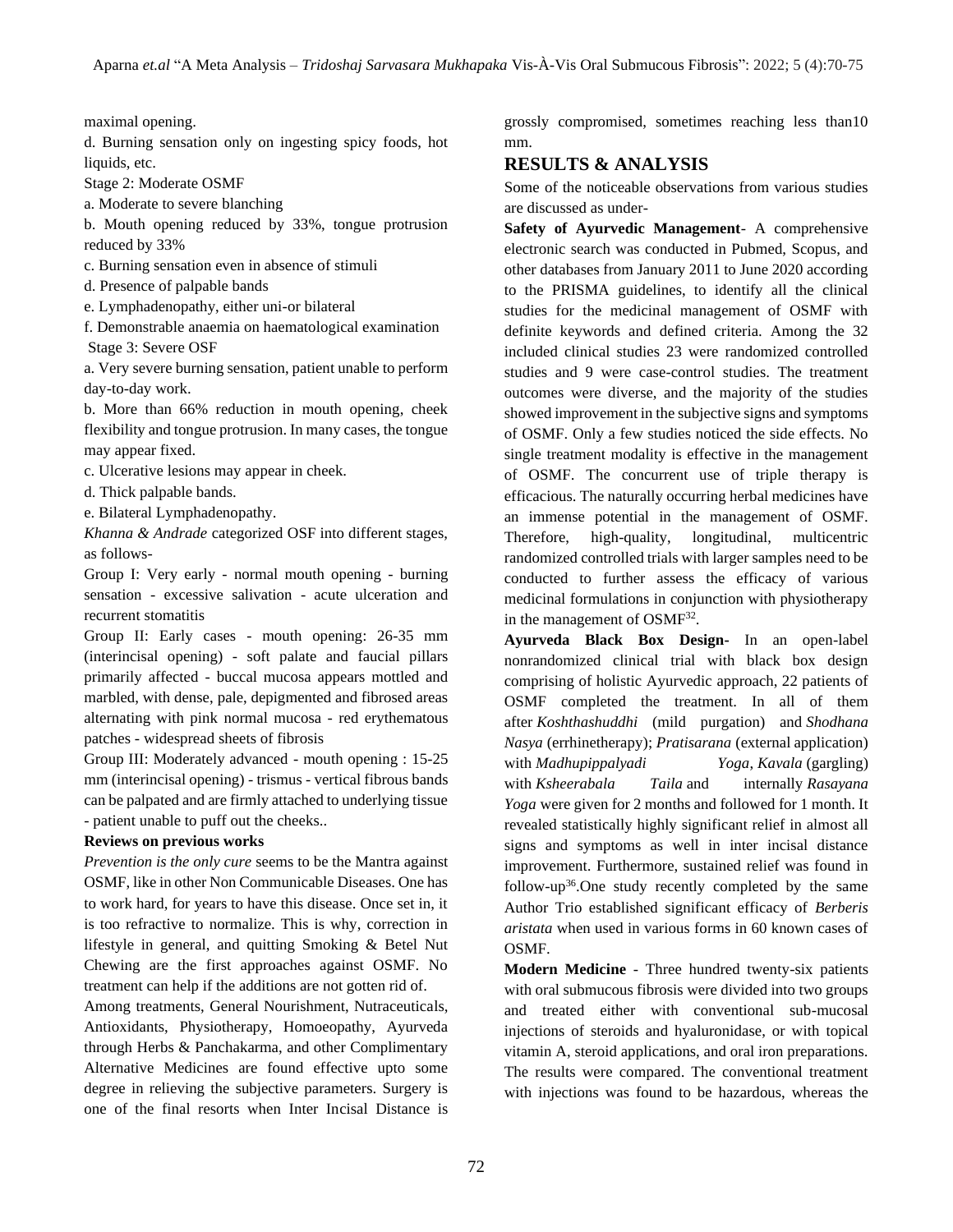maximal opening.

d. Burning sensation only on ingesting spicy foods, hot liquids, etc.

Stage 2: Moderate OSMF

a. Moderate to severe blanching

b. Mouth opening reduced by 33%, tongue protrusion reduced by 33%

c. Burning sensation even in absence of stimuli

d. Presence of palpable bands

e. Lymphadenopathy, either uni-or bilateral

f. Demonstrable anaemia on haematological examination

Stage 3: Severe OSF

a. Very severe burning sensation, patient unable to perform day-to-day work.

b. More than 66% reduction in mouth opening, cheek flexibility and tongue protrusion. In many cases, the tongue may appear fixed.

c. Ulcerative lesions may appear in cheek.

d. Thick palpable bands.

e. Bilateral Lymphadenopathy.

*Khanna & Andrade* categorized OSF into different stages, as follows-

Group I: Very early - normal mouth opening - burning sensation - excessive salivation - acute ulceration and recurrent stomatitis

Group II: Early cases - mouth opening: 26-35 mm (interincisal opening) - soft palate and faucial pillars primarily affected - buccal mucosa appears mottled and marbled, with dense, pale, depigmented and fibrosed areas alternating with pink normal mucosa - red erythematous patches - widespread sheets of fibrosis

Group III: Moderately advanced - mouth opening : 15-25 mm (interincisal opening) - trismus - vertical fibrous bands can be palpated and are firmly attached to underlying tissue - patient unable to puff out the cheeks..

**Reviews on previous works**

*Prevention is the only cure* seems to be the Mantra against OSMF, like in other Non Communicable Diseases. One has to work hard, for years to have this disease. Once set in, it is too refractive to normalize. This is why, correction in lifestyle in general, and quitting Smoking & Betel Nut Chewing are the first approaches against OSMF. No treatment can help if the additions are not gotten rid of.

Among treatments, General Nourishment, Nutraceuticals, Antioxidants, Physiotherapy, Homoeopathy, Ayurveda through Herbs & Panchakarma, and other Complimentary Alternative Medicines are found effective upto some degree in relieving the subjective parameters. Surgery is one of the final resorts when Inter Incisal Distance is grossly compromised, sometimes reaching less than10 mm.

## RESULTS & ANALYSIS

Some of the noticeable observations from various studies are discussed as under-

**Safety of Ayurvedic Management**- A comprehensive electronic search was conducted in Pubmed, Scopus, and other databases from January 2011 to June 2020 according to the PRISMA guidelines, to identify all the clinical studies for the medicinal management of OSMF with definite keywords and defined criteria. Among the 32 included clinical studies 23 were randomized controlled studies and 9 were case-control studies. The treatment outcomes were diverse, and the majority of the studies showed improvement in the subjective signs and symptoms of OSMF. Only a few studies noticed the side effects. No single treatment modality is effective in the management of OSMF. The concurrent use of triple therapy is efficacious. The naturally occurring herbal medicines have an immense potential in the management of OSMF. Therefore, high-quality, longitudinal, multicentric randomized controlled trials with larger samples need to be conducted to further assess the efficacy of various medicinal formulations in conjunction with physiotherapy in the management of OSMF[32].

**Ayurveda Black Box Design**- In an open-label nonrandomized clinical trial with black box design comprising of holistic Ayurvedic approach, 22 patients of OSMF completed the treatment. In all of them after *Koshthashuddhi* (mild purgation) and *Shodhana Nasya* (errhinetherapy); *Pratisarana* (external application) with *Madhupippalyadi Yoga*, *Kavala* (gargling) with *Ksheerabala Taila* and internally *Rasayana Yoga* were given for 2 months and followed for 1 month. It revealed statistically highly significant relief in almost all signs and symptoms as well in inter incisal distance improvement. Furthermore, sustained relief was found in follow-up[36].One study recently completed by the same Author Trio established significant efficacy of *Berberis aristata* when used in various forms in 60 known cases of OSMF.

**Modern Medicine** - Three hundred twenty-six patients with oral submucous fibrosis were divided into two groups and treated either with conventional sub-mucosal injections of steroids and hyaluronidase, or with topical vitamin A, steroid applications, and oral iron preparations. The results were compared. The conventional treatment with injections was found to be hazardous, whereas the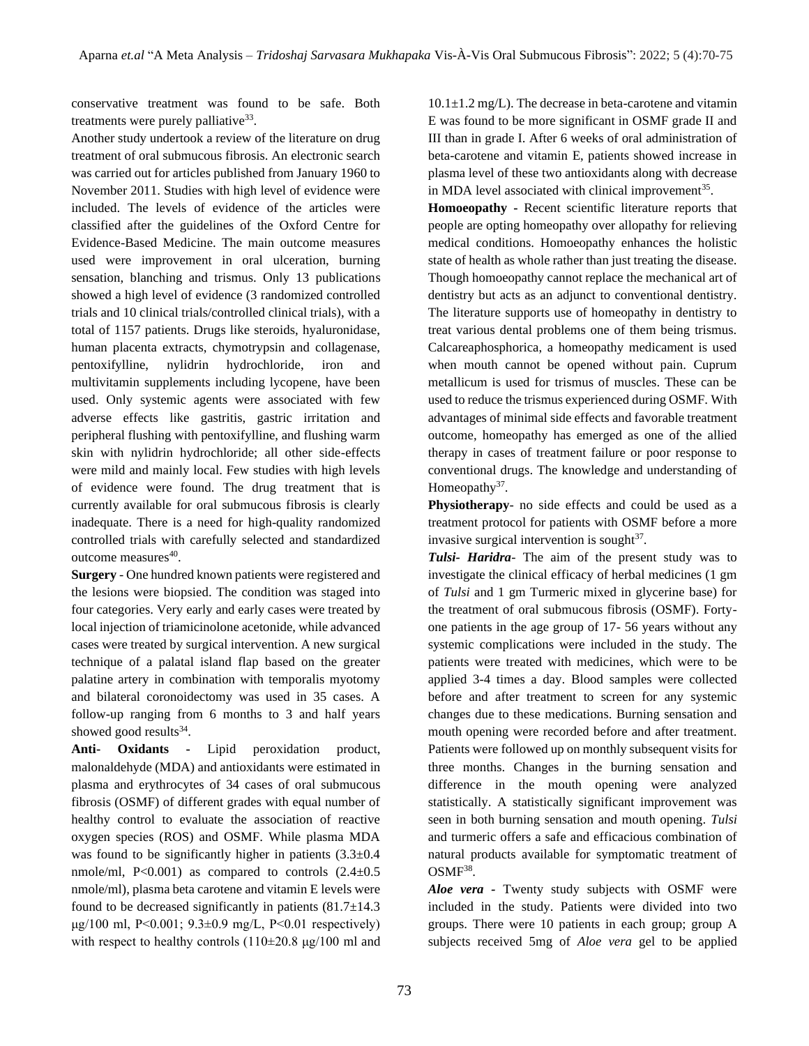conservative treatment was found to be safe. Both treatments were purely palliative[33].

Another study undertook a review of the literature on drug treatment of oral submucous fibrosis. An electronic search was carried out for articles published from January 1960 to November 2011. Studies with high level of evidence were included. The levels of evidence of the articles were classified after the guidelines of the Oxford Centre for Evidence-Based Medicine. The main outcome measures used were improvement in oral ulceration, burning sensation, blanching and trismus. Only 13 publications showed a high level of evidence (3 randomized controlled trials and 10 clinical trials/controlled clinical trials), with a total of 1157 patients. Drugs like steroids, hyaluronidase, human placenta extracts, chymotrypsin and collagenase, pentoxifylline, nylidrin hydrochloride, iron and multivitamin supplements including lycopene, have been used. Only systemic agents were associated with few adverse effects like gastritis, gastric irritation and peripheral flushing with pentoxifylline, and flushing warm skin with nylidrin hydrochloride; all other side-effects were mild and mainly local. Few studies with high levels of evidence were found. The drug treatment that is currently available for oral submucous fibrosis is clearly inadequate. There is a need for high-quality randomized controlled trials with carefully selected and standardized outcome measures[40].

**Surgery** - One hundred known patients were registered and the lesions were biopsied. The condition was staged into four categories. Very early and early cases were treated by local injection of triamicinolone acetonide, while advanced cases were treated by surgical intervention. A new surgical technique of a palatal island flap based on the greater palatine artery in combination with temporalis myotomy and bilateral coronoidectomy was used in 35 cases. A follow-up ranging from 6 months to 3 and half years showed good results[34].

**Anti- Oxidants** - Lipid peroxidation product, malonaldehyde (MDA) and antioxidants were estimated in plasma and erythrocytes of 34 cases of oral submucous fibrosis (OSMF) of different grades with equal number of healthy control to evaluate the association of reactive oxygen species (ROS) and OSMF. While plasma MDA was found to be significantly higher in patients (3.3±0.4 nmole/ml, P<0.001) as compared to controls (2.4±0.5 nmole/ml), plasma beta carotene and vitamin E levels were found to be decreased significantly in patients (81.7±14.3 μg/100 ml, P<0.001; 9.3±0.9 mg/L, P<0.01 respectively) with respect to healthy controls (110±20.8 μg/100 ml and 10.1±1.2 mg/L). The decrease in beta-carotene and vitamin E was found to be more significant in OSMF grade II and III than in grade I. After 6 weeks of oral administration of beta-carotene and vitamin E, patients showed increase in plasma level of these two antioxidants along with decrease in MDA level associated with clinical improvement[35].

**Homoeopathy** - Recent scientific literature reports that people are opting homeopathy over allopathy for relieving medical conditions. Homoeopathy enhances the holistic state of health as whole rather than just treating the disease. Though homoeopathy cannot replace the mechanical art of dentistry but acts as an adjunct to conventional dentistry. The literature supports use of homeopathy in dentistry to treat various dental problems one of them being trismus. Calcareaphosphorica, a homeopathy medicament is used when mouth cannot be opened without pain. Cuprum metallicum is used for trismus of muscles. These can be used to reduce the trismus experienced during OSMF. With advantages of minimal side effects and favorable treatment outcome, homeopathy has emerged as one of the allied therapy in cases of treatment failure or poor response to conventional drugs. The knowledge and understanding of Homeopathy[37].

**Physiotherapy**- no side effects and could be used as a treatment protocol for patients with OSMF before a more invasive surgical intervention is sought[37].

***Tulsi- Haridra***- The aim of the present study was to investigate the clinical efficacy of herbal medicines (1 gm of *Tulsi* and 1 gm Turmeric mixed in glycerine base) for the treatment of oral submucous fibrosis (OSMF). Forty-one patients in the age group of 17- 56 years without any systemic complications were included in the study. The patients were treated with medicines, which were to be applied 3-4 times a day. Blood samples were collected before and after treatment to screen for any systemic changes due to these medications. Burning sensation and mouth opening were recorded before and after treatment. Patients were followed up on monthly subsequent visits for three months. Changes in the burning sensation and difference in the mouth opening were analyzed statistically. A statistically significant improvement was seen in both burning sensation and mouth opening. *Tulsi* and turmeric offers a safe and efficacious combination of natural products available for symptomatic treatment of OSMF[38].

***Aloe vera*** - Twenty study subjects with OSMF were included in the study. Patients were divided into two groups. There were 10 patients in each group; group A subjects received 5mg of *Aloe vera* gel to be applied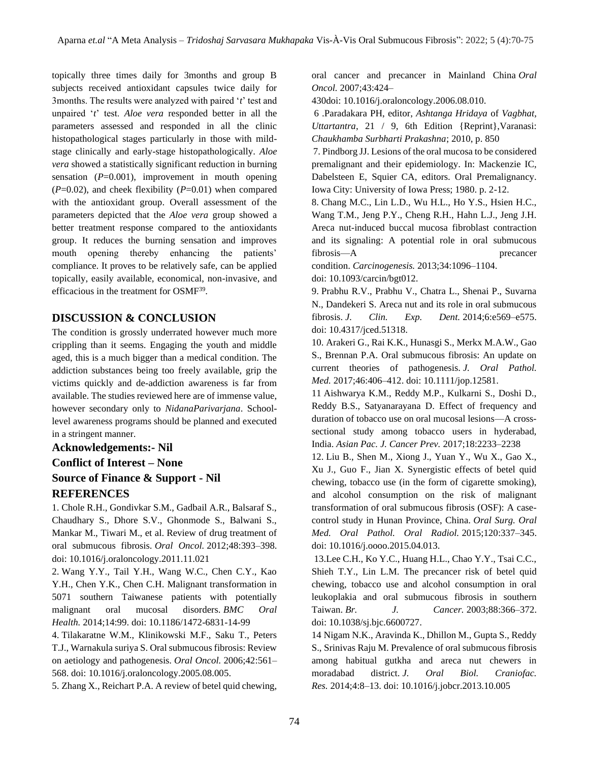topically three times daily for 3months and group B subjects received antioxidant capsules twice daily for 3months. The results were analyzed with paired '*t*' test and unpaired '*t*' test. *Aloe vera* responded better in all the parameters assessed and responded in all the clinic histopathological stages particularly in those with mild-stage clinically and early-stage histopathologically. *Aloe vera* showed a statistically significant reduction in burning sensation ($P$=0.001), improvement in mouth opening ($P$=0.02), and cheek flexibility ($P$=0.01) when compared with the antioxidant group. Overall assessment of the parameters depicted that the *Aloe vera* group showed a better treatment response compared to the antioxidants group. It reduces the burning sensation and improves mouth opening thereby enhancing the patients' compliance. It proves to be relatively safe, can be applied topically, easily available, economical, non-invasive, and efficacious in the treatment for OSMF[39].

## DISCUSSION & CONCLUSION

The condition is grossly underrated however much more crippling than it seems. Engaging the youth and middle aged, this is a much bigger than a medical condition. The addiction substances being too freely available, grip the victims quickly and de-addiction awareness is far from available. The studies reviewed here are of immense value, however secondary only to *NidanaParivarjana*. School-level awareness programs should be planned and executed in a stringent manner.

## Acknowledgements:- Nil

## Conflict of Interest – None

## Source of Finance & Support - Nil

## REFERENCES

1. Chole R.H., Gondivkar S.M., Gadbail A.R., Balsaraf S., Chaudhary S., Dhore S.V., Ghonmode S., Balwani S., Mankar M., Tiwari M., et al. Review of drug treatment of oral submucous fibrosis. *Oral Oncol.* 2012;48:393–398. doi: 10.1016/j.oraloncology.2011.11.021

2. Wang Y.Y., Tail Y.H., Wang W.C., Chen C.Y., Kao Y.H., Chen Y.K., Chen C.H. Malignant transformation in 5071 southern Taiwanese patients with potentially malignant oral mucosal disorders. *BMC Oral Health.* 2014;14:99. doi: 10.1186/1472-6831-14-99

4. Tilakaratne W.M., Klinikowski M.F., Saku T., Peters T.J., Warnakula suriya S. Oral submucous fibrosis: Review on aetiology and pathogenesis. *Oral Oncol.* 2006;42:561–568. doi: 10.1016/j.oraloncology.2005.08.005.

5. Zhang X., Reichart P.A. A review of betel quid chewing, oral cancer and precancer in Mainland China *Oral Oncol.* 2007;43:424–430doi: 10.1016/j.oraloncology.2006.08.010.

6 .Paradakara PH, editor, *Ashtanga Hridaya* of *Vagbhat, Uttartantra*, 21 / 9, 6th Edition {Reprint},Varanasi: *Chaukhamba Surbharti Prakashna*; 2010, p. 850

7. Pindborg JJ. Lesions of the oral mucosa to be considered premalignant and their epidemiology. In: Mackenzie IC, Dabelsteen E, Squier CA, editors. Oral Premalignancy. Iowa City: University of Iowa Press; 1980. p. 2-12.

8. Chang M.C., Lin L.D., Wu H.L., Ho Y.S., Hsien H.C., Wang T.M., Jeng P.Y., Cheng R.H., Hahn L.J., Jeng J.H. Areca nut-induced buccal mucosa fibroblast contraction and its signaling: A potential role in oral submucous fibrosis—A precancer condition. *Carcinogenesis.* 2013;34:1096–1104. doi: 10.1093/carcin/bgt012.

9. Prabhu R.V., Prabhu V., Chatra L., Shenai P., Suvarna N., Dandekeri S. Areca nut and its role in oral submucous fibrosis. *J. Clin. Exp. Dent.* 2014;6:e569–e575. doi: 10.4317/jced.51318.

10. Arakeri G., Rai K.K., Hunasgi S., Merkx M.A.W., Gao S., Brennan P.A. Oral submucous fibrosis: An update on current theories of pathogenesis. *J. Oral Pathol. Med.* 2017;46:406–412. doi: 10.1111/jop.12581.

11 Aishwarya K.M., Reddy M.P., Kulkarni S., Doshi D., Reddy B.S., Satyanarayana D. Effect of frequency and duration of tobacco use on oral mucosal lesions—A cross-sectional study among tobacco users in hyderabad, India. *Asian Pac. J. Cancer Prev.* 2017;18:2233–2238

12. Liu B., Shen M., Xiong J., Yuan Y., Wu X., Gao X., Xu J., Guo F., Jian X. Synergistic effects of betel quid chewing, tobacco use (in the form of cigarette smoking), and alcohol consumption on the risk of malignant transformation of oral submucous fibrosis (OSF): A case-control study in Hunan Province, China. *Oral Surg. Oral Med. Oral Pathol. Oral Radiol.* 2015;120:337–345. doi: 10.1016/j.oooo.2015.04.013.

13.Lee C.H., Ko Y.C., Huang H.L., Chao Y.Y., Tsai C.C., Shieh T.Y., Lin L.M. The precancer risk of betel quid chewing, tobacco use and alcohol consumption in oral leukoplakia and oral submucous fibrosis in southern Taiwan. *Br. J. Cancer.* 2003;88:366–372. doi: 10.1038/sj.bjc.6600727.

14 Nigam N.K., Aravinda K., Dhillon M., Gupta S., Reddy S., Srinivas Raju M. Prevalence of oral submucous fibrosis among habitual gutkha and areca nut chewers in moradabad district. *J. Oral Biol. Craniofac. Res.* 2014;4:8–13. doi: 10.1016/j.jobcr.2013.10.005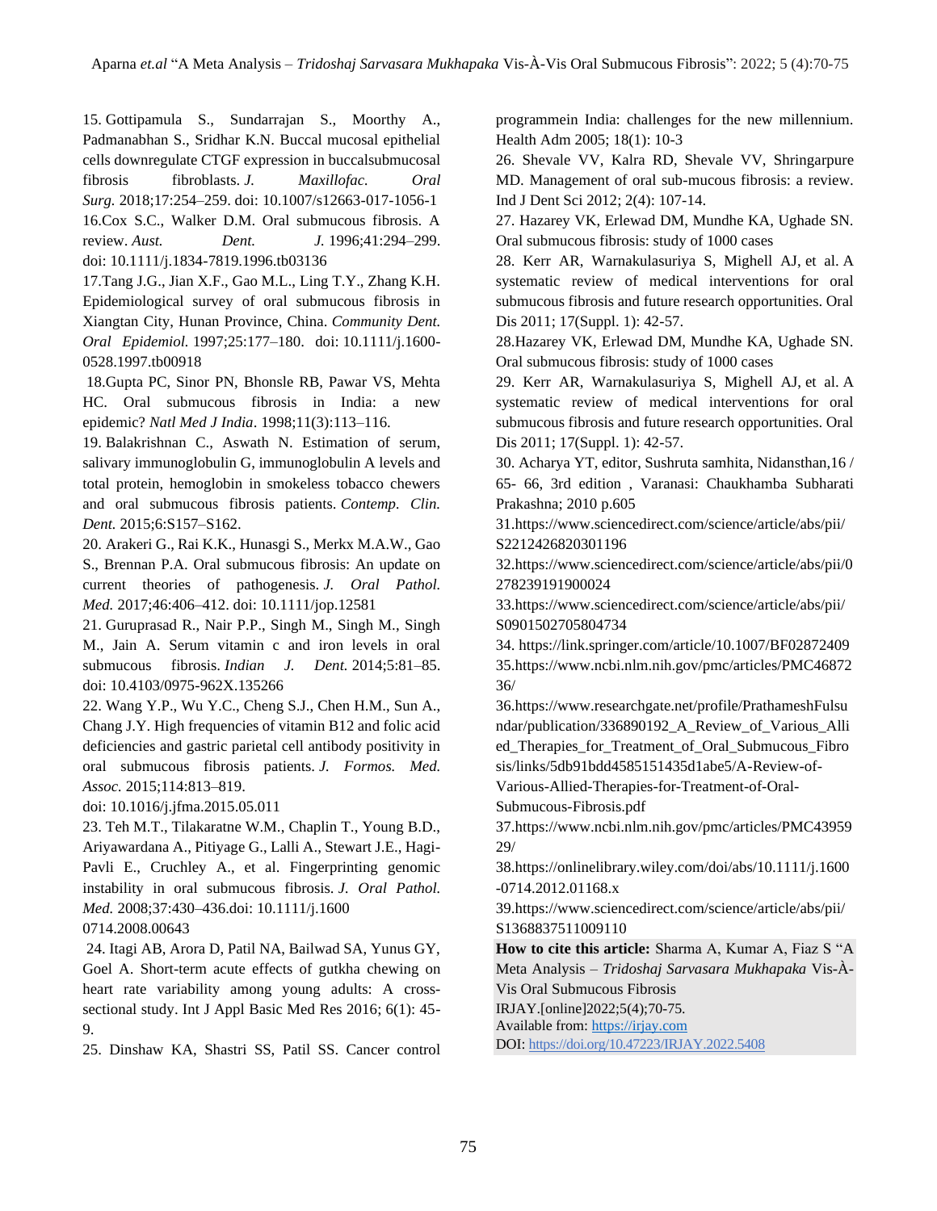15. Gottipamula S., Sundarrajan S., Moorthy A., Padmanabhan S., Sridhar K.N. Buccal mucosal epithelial cells downregulate CTGF expression in buccalsubmucosal fibrosis fibroblasts. *J. Maxillofac. Oral Surg.* 2018;17:254–259. doi: 10.1007/s12663-017-1056-1

16. Cox S.C., Walker D.M. Oral submucous fibrosis. A review. *Aust. Dent. J.* 1996;41:294–299. doi: 10.1111/j.1834-7819.1996.tb03136

17. Tang J.G., Jian X.F., Gao M.L., Ling T.Y., Zhang K.H. Epidemiological survey of oral submucous fibrosis in Xiangtan City, Hunan Province, China. *Community Dent. Oral Epidemiol.* 1997;25:177–180. doi: 10.1111/j.1600-0528.1997.tb00918

18. Gupta PC, Sinor PN, Bhonsle RB, Pawar VS, Mehta HC. Oral submucous fibrosis in India: a new epidemic? *Natl Med J India*. 1998;11(3):113–116.

19. Balakrishnan C., Aswath N. Estimation of serum, salivary immunoglobulin G, immunoglobulin A levels and total protein, hemoglobin in smokeless tobacco chewers and oral submucous fibrosis patients. *Contemp. Clin. Dent.* 2015;6:S157–S162.

20. Arakeri G., Rai K.K., Hunasgi S., Merkx M.A.W., Gao S., Brennan P.A. Oral submucous fibrosis: An update on current theories of pathogenesis. *J. Oral Pathol. Med.* 2017;46:406–412. doi: 10.1111/jop.12581

21. Guruprasad R., Nair P.P., Singh M., Singh M., Singh M., Jain A. Serum vitamin c and iron levels in oral submucous fibrosis. *Indian J. Dent.* 2014;5:81–85. doi: 10.4103/0975-962X.135266

22. Wang Y.P., Wu Y.C., Cheng S.J., Chen H.M., Sun A., Chang J.Y. High frequencies of vitamin B12 and folic acid deficiencies and gastric parietal cell antibody positivity in oral submucous fibrosis patients. *J. Formos. Med. Assoc.* 2015;114:813–819.
doi: 10.1016/j.jfma.2015.05.011

23. Teh M.T., Tilakaratne W.M., Chaplin T., Young B.D., Ariyawardana A., Pitiyage G., Lalli A., Stewart J.E., Hagi-Pavli E., Cruchley A., et al. Fingerprinting genomic instability in oral submucous fibrosis. *J. Oral Pathol. Med.* 2008;37:430–436.doi: 10.1111/j.1600 0714.2008.00643

24. Itagi AB, Arora D, Patil NA, Bailwad SA, Yunus GY, Goel A. Short-term acute effects of gutkha chewing on heart rate variability among young adults: A cross-sectional study. Int J Appl Basic Med Res 2016; 6(1): 45-9.

25. Dinshaw KA, Shastri SS, Patil SS. Cancer control programmein India: challenges for the new millennium. Health Adm 2005; 18(1): 10-3

26. Shevale VV, Kalra RD, Shevale VV, Shringarpure MD. Management of oral sub-mucous fibrosis: a review. Ind J Dent Sci 2012; 2(4): 107-14.

27. Hazarey VK, Erlewad DM, Mundhe KA, Ughade SN. Oral submucous fibrosis: study of 1000 cases

28. Kerr AR, Warnakulasuriya S, Mighell AJ, et al. A systematic review of medical interventions for oral submucous fibrosis and future research opportunities. Oral Dis 2011; 17(Suppl. 1): 42-57.

28. Hazarey VK, Erlewad DM, Mundhe KA, Ughade SN. Oral submucous fibrosis: study of 1000 cases

29. Kerr AR, Warnakulasuriya S, Mighell AJ, et al. A systematic review of medical interventions for oral submucous fibrosis and future research opportunities. Oral Dis 2011; 17(Suppl. 1): 42-57.

30. Acharya YT, editor, Sushruta samhita, Nidansthan,16 / 65- 66, 3rd edition , Varanasi: Chaukhamba Subharati Prakashna; 2010 p.605

31. https://www.sciencedirect.com/science/article/abs/pii/S2212426820301196

32. https://www.sciencedirect.com/science/article/abs/pii/0278239191900024

33. https://www.sciencedirect.com/science/article/abs/pii/S0901502705804734

34. https://link.springer.com/article/10.1007/BF02872409

35. https://www.ncbi.nlm.nih.gov/pmc/articles/PMC4687236/

36. https://www.researchgate.net/profile/PrathameshFulsundar/publication/336890192_A_Review_of_Various_Allied_Therapies_for_Treatment_of_Oral_Submucous_Fibrosis/links/5db91bdd4585151435d1abe5/A-Review-of-Various-Allied-Therapies-for-Treatment-of-Oral-Submucous-Fibrosis.pdf

37. https://www.ncbi.nlm.nih.gov/pmc/articles/PMC4395929/

38. https://onlinelibrary.wiley.com/doi/abs/10.1111/j.1600-0714.2012.01168.x

39. https://www.sciencedirect.com/science/article/abs/pii/S1368837511009110

**How to cite this article:** Sharma A, Kumar A, Fiaz S "A Meta Analysis – *Tridoshaj Sarvasara Mukhapaka* Vis-À-Vis Oral Submucous Fibrosis
IRJAY.[online]2022;5(4);70-75.
Available from: https://irjay.com
DOI: https://doi.org/10.47223/IRJAY.2022.5408